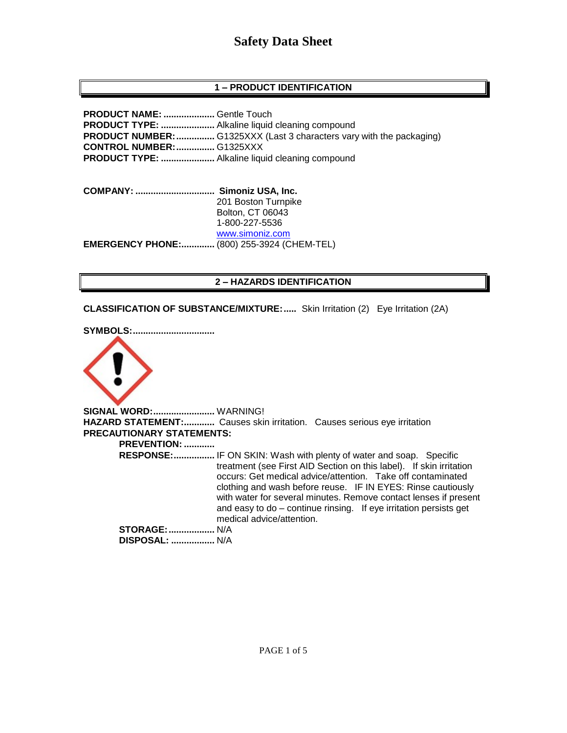# Safety Data Sheet

## 1 – PRODUCT IDENTIFICATION

**PRODUCT NAME:** .................... Gentle Touch
**PRODUCT TYPE:** ..................... Alkaline liquid cleaning compound
**PRODUCT NUMBER:** ............... G1325XXX (Last 3 characters vary with the packaging)
**CONTROL NUMBER:** ............... G1325XXX
**PRODUCT TYPE:** ..................... Alkaline liquid cleaning compound

**COMPANY:** ............................... **Simoniz USA, Inc.**
201 Boston Turnpike
Bolton, CT 06043
1-800-227-5536
www.simoniz.com
**EMERGENCY PHONE:** ............. (800) 255-3924 (CHEM-TEL)

## 2 – HAZARDS IDENTIFICATION

**CLASSIFICATION OF SUBSTANCE/MIXTURE:** ..... Skin Irritation (2) Eye Irritation (2A)

**SYMBOLS:** ................................

**SIGNAL WORD:** ........................ WARNING!
**HAZARD STATEMENT:** ............ Causes skin irritation. Causes serious eye irritation
**PRECAUTIONARY STATEMENTS:**

- **PREVENTION:** ............
- **RESPONSE:** ................ IF ON SKIN: Wash with plenty of water and soap. Specific treatment (see First AID Section on this label). If skin irritation occurs: Get medical advice/attention. Take off contaminated clothing and wash before reuse. IF IN EYES: Rinse cautiously with water for several minutes. Remove contact lenses if present and easy to do – continue rinsing. If eye irritation persists get medical advice/attention.
- **STORAGE:** .................. N/A
- **DISPOSAL:** ................. N/A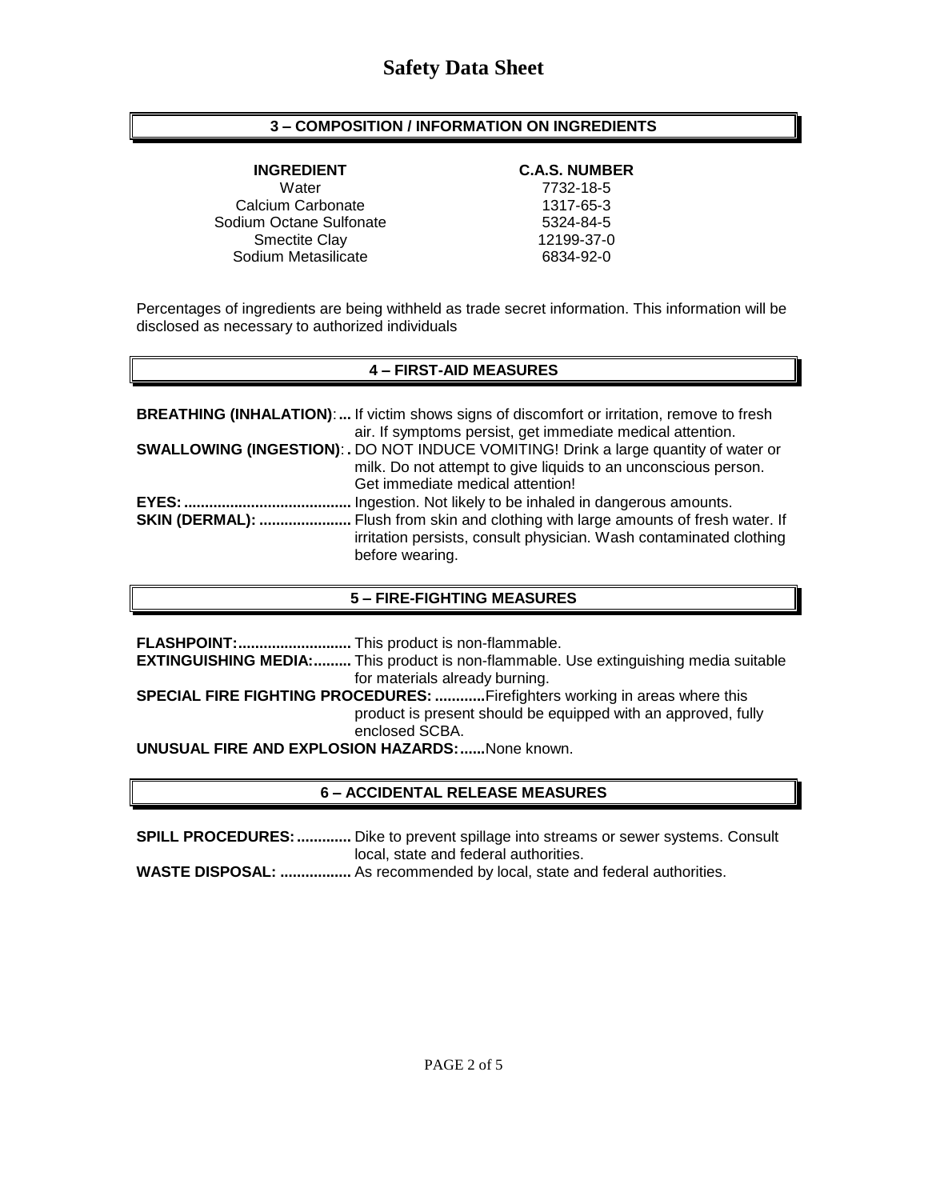# Safety Data Sheet

## 3 – COMPOSITION / INFORMATION ON INGREDIENTS

| INGREDIENT | C.A.S. NUMBER |
|---|---|
| Water | 7732-18-5 |
| Calcium Carbonate | 1317-65-3 |
| Sodium Octane Sulfonate | 5324-84-5 |
| Smectite Clay | 12199-37-0 |
| Sodium Metasilicate | 6834-92-0 |

Percentages of ingredients are being withheld as trade secret information. This information will be disclosed as necessary to authorized individuals

## 4 – FIRST-AID MEASURES

**BREATHING (INHALATION):...** If victim shows signs of discomfort or irritation, remove to fresh air. If symptoms persist, get immediate medical attention.

**SWALLOWING (INGESTION):.** DO NOT INDUCE VOMITING! Drink a large quantity of water or milk. Do not attempt to give liquids to an unconscious person. Get immediate medical attention!

**EYES:........................................** Ingestion. Not likely to be inhaled in dangerous amounts.

**SKIN (DERMAL): ......................** Flush from skin and clothing with large amounts of fresh water. If irritation persists, consult physician. Wash contaminated clothing before wearing.

## 5 – FIRE-FIGHTING MEASURES

**FLASHPOINT:...........................** This product is non-flammable.

**EXTINGUISHING MEDIA:.........** This product is non-flammable. Use extinguishing media suitable for materials already burning.

**SPECIAL FIRE FIGHTING PROCEDURES: ............**Firefighters working in areas where this product is present should be equipped with an approved, fully enclosed SCBA.

**UNUSUAL FIRE AND EXPLOSION HAZARDS:......**None known.

## 6 – ACCIDENTAL RELEASE MEASURES

**SPILL PROCEDURES:.............** Dike to prevent spillage into streams or sewer systems. Consult local, state and federal authorities.

**WASTE DISPOSAL: .................** As recommended by local, state and federal authorities.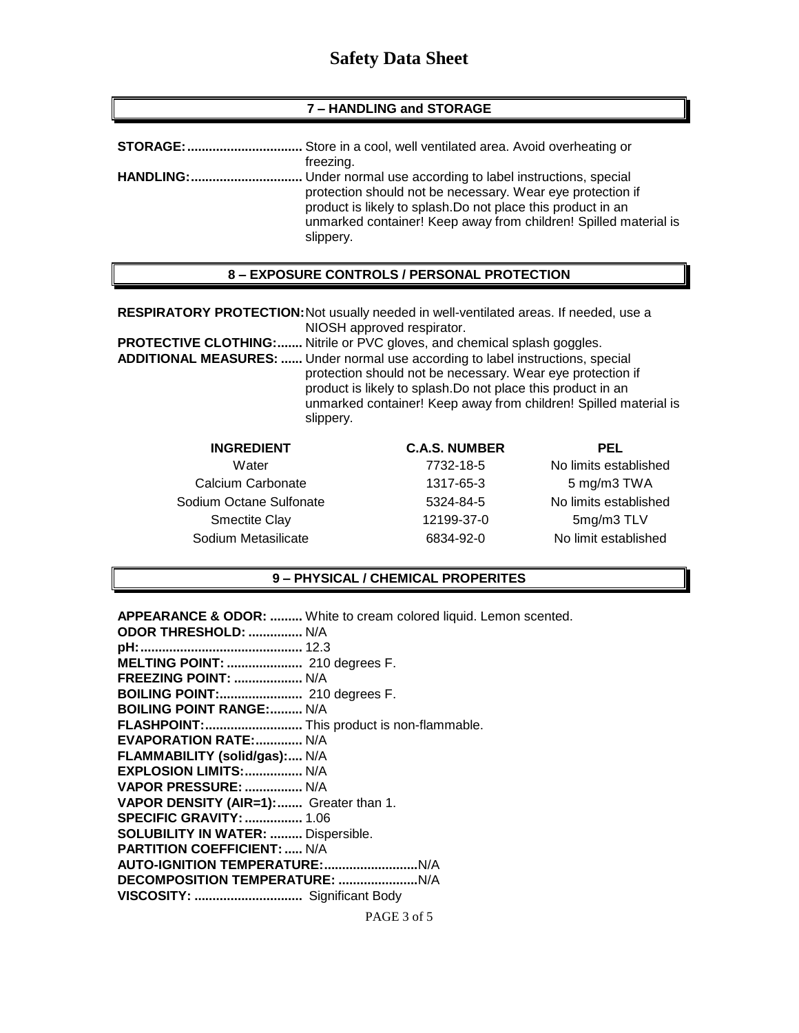# Safety Data Sheet

## 7 – HANDLING and STORAGE

**STORAGE:** ................................ Store in a cool, well ventilated area. Avoid overheating or freezing.

**HANDLING:** ............................... Under normal use according to label instructions, special protection should not be necessary. Wear eye protection if product is likely to splash.Do not place this product in an unmarked container! Keep away from children! Spilled material is slippery.

## 8 – EXPOSURE CONTROLS / PERSONAL PROTECTION

**RESPIRATORY PROTECTION:** Not usually needed in well-ventilated areas. If needed, use a NIOSH approved respirator.

**PROTECTIVE CLOTHING:** ....... Nitrile or PVC gloves, and chemical splash goggles.

**ADDITIONAL MEASURES:** ...... Under normal use according to label instructions, special protection should not be necessary. Wear eye protection if product is likely to splash.Do not place this product in an unmarked container! Keep away from children! Spilled material is slippery.

| INGREDIENT | C.A.S. NUMBER | PEL |
|---|---|---|
| Water | 7732-18-5 | No limits established |
| Calcium Carbonate | 1317-65-3 | 5 mg/m3 TWA |
| Sodium Octane Sulfonate | 5324-84-5 | No limits established |
| Smectite Clay | 12199-37-0 | 5mg/m3 TLV |
| Sodium Metasilicate | 6834-92-0 | No limit established |

## 9 – PHYSICAL / CHEMICAL PROPERITES

**APPEARANCE & ODOR:** ......... White to cream colored liquid. Lemon scented.
**ODOR THRESHOLD:** ............... N/A
**pH:** ............................................ 12.3
**MELTING POINT:** ..................... 210 degrees F.
**FREEZING POINT:** ................... N/A
**BOILING POINT:** ....................... 210 degrees F.
**BOILING POINT RANGE:** ......... N/A
**FLASHPOINT:** ........................... This product is non-flammable.
**EVAPORATION RATE:** ............. N/A
**FLAMMABILITY (solid/gas):** .... N/A
**EXPLOSION LIMITS:** ................ N/A
**VAPOR PRESSURE:** ................ N/A
**VAPOR DENSITY (AIR=1):** ....... Greater than 1.
**SPECIFIC GRAVITY:** ................ 1.06
**SOLUBILITY IN WATER:** ......... Dispersible.
**PARTITION COEFFICIENT:** ..... N/A
**AUTO-IGNITION TEMPERATURE:** ..........................N/A
**DECOMPOSITION TEMPERATURE:** ......................N/A
**VISCOSITY:** .............................. Significant Body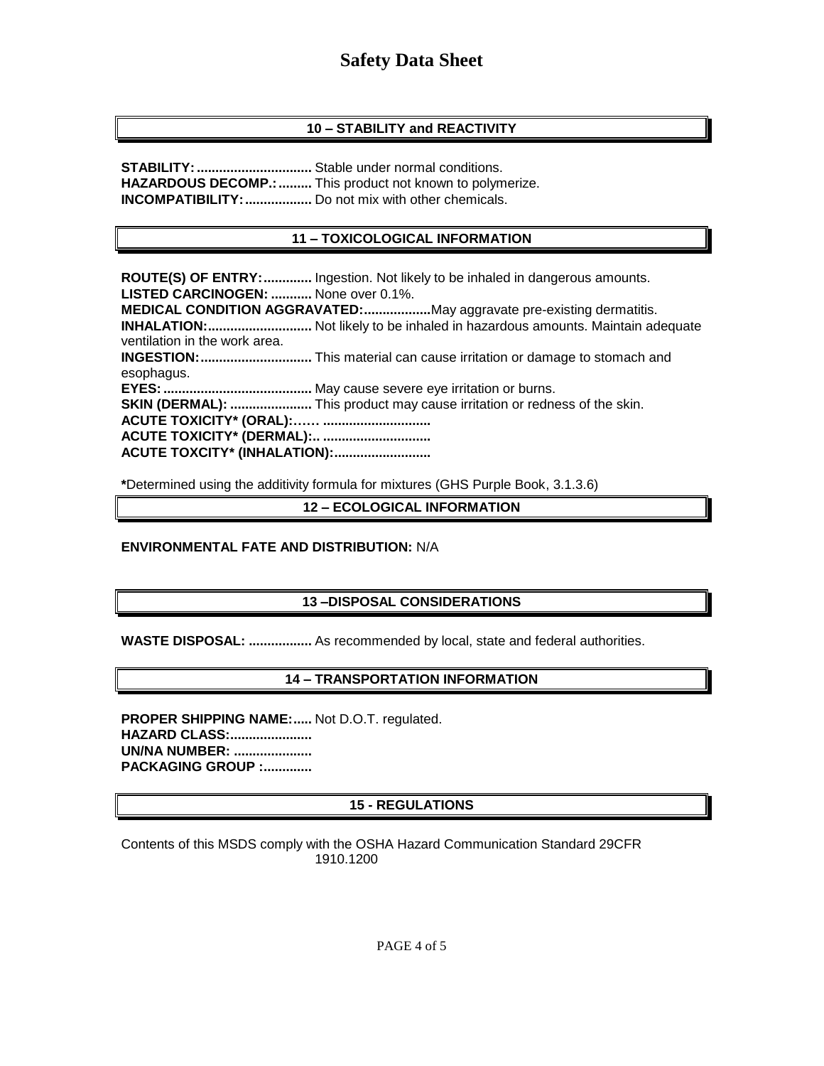# Safety Data Sheet

## 10 – STABILITY and REACTIVITY

**STABILITY:...............................** Stable under normal conditions.
**HAZARDOUS DECOMP.:.........** This product not known to polymerize.
**INCOMPATIBILITY:..................** Do not mix with other chemicals.

## 11 – TOXICOLOGICAL INFORMATION

**ROUTE(S) OF ENTRY:.............** Ingestion. Not likely to be inhaled in dangerous amounts.
**LISTED CARCINOGEN: ...........** None over 0.1%.
**MEDICAL CONDITION AGGRAVATED:..................**May aggravate pre-existing dermatitis.
**INHALATION:............................** Not likely to be inhaled in hazardous amounts. Maintain adequate ventilation in the work area.
**INGESTION:..............................** This material can cause irritation or damage to stomach and esophagus.
**EYES:........................................** May cause severe eye irritation or burns.
**SKIN (DERMAL): ......................** This product may cause irritation or redness of the skin.
**ACUTE TOXICITY* (ORAL):…… ............................**
**ACUTE TOXICITY* (DERMAL):.. ............................**
**ACUTE TOXCITY* (INHALATION):..........................**

**\***Determined using the additivity formula for mixtures (GHS Purple Book, 3.1.3.6)

## 12 – ECOLOGICAL INFORMATION

**ENVIRONMENTAL FATE AND DISTRIBUTION:** N/A

## 13 –DISPOSAL CONSIDERATIONS

**WASTE DISPOSAL: .................** As recommended by local, state and federal authorities.

## 14 – TRANSPORTATION INFORMATION

**PROPER SHIPPING NAME:.....** Not D.O.T. regulated.
**HAZARD CLASS:......................**
**UN/NA NUMBER: .....................**
**PACKAGING GROUP :.............**

## 15 - REGULATIONS

Contents of this MSDS comply with the OSHA Hazard Communication Standard 29CFR 1910.1200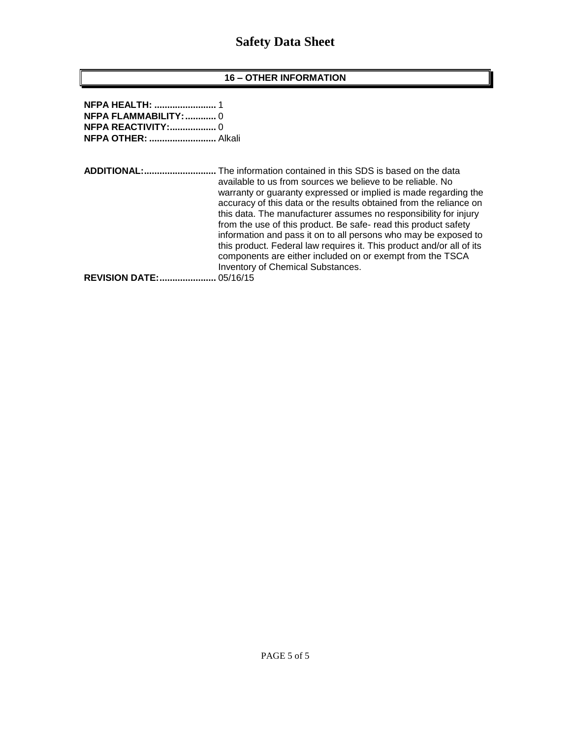## 16 – OTHER INFORMATION

**NFPA HEALTH: ........................** 1
**NFPA FLAMMABILITY: ............** 0
**NFPA REACTIVITY: ..................** 0
**NFPA OTHER: ..........................** Alkali

**ADDITIONAL: ............................** The information contained in this SDS is based on the data available to us from sources we believe to be reliable. No warranty or guaranty expressed or implied is made regarding the accuracy of this data or the results obtained from the reliance on this data. The manufacturer assumes no responsibility for injury from the use of this product. Be safe- read this product safety information and pass it on to all persons who may be exposed to this product. Federal law requires it. This product and/or all of its components are either included on or exempt from the TSCA Inventory of Chemical Substances.
**REVISION DATE: ......................** 05/16/15